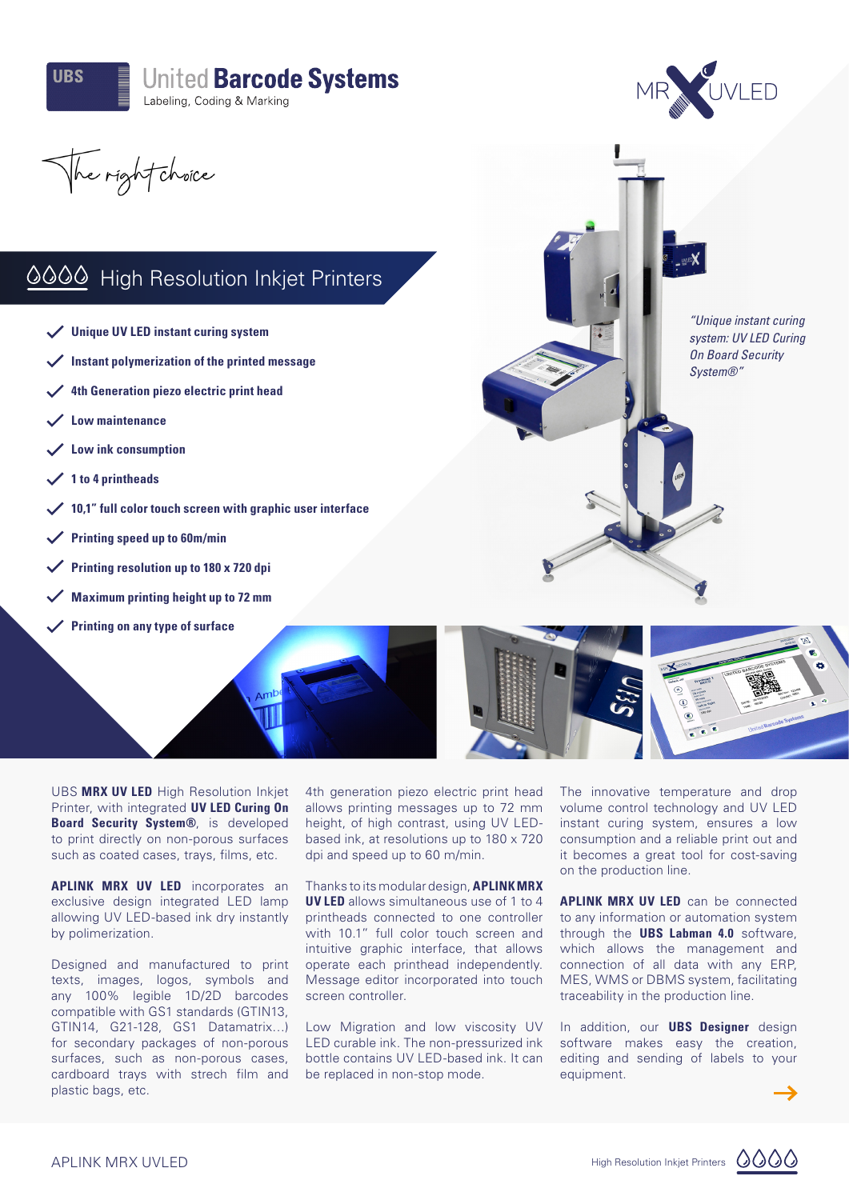UBS **United Barcode Systems**
Labeling, Coding & Marking

MR UVLED

*The right choice*

## High Resolution Inkjet Printers

- **Unique UV LED instant curing system**
- **Instant polymerization of the printed message**
- **4th Generation piezo electric print head**
- **Low maintenance**
- **Low ink consumption**
- **1 to 4 printheads**
- **10,1" full color touch screen with graphic user interface**
- **Printing speed up to 60m/min**
- **Printing resolution up to 180 x 720 dpi**
- **Maximum printing height up to 72 mm**
- **Printing on any type of surface**

*"Unique instant curing system: UV LED Curing On Board Security System®"*

UBS **MRX UV LED** High Resolution Inkjet Printer, with integrated **UV LED Curing On Board Security System®**, is developed to print directly on non-porous surfaces such as coated cases, trays, films, etc.

**APLINK MRX UV LED** incorporates an exclusive design integrated LED lamp allowing UV LED-based ink dry instantly by polimerization.

Designed and manufactured to print texts, images, logos, symbols and any 100% legible 1D/2D barcodes compatible with GS1 standards (GTIN13, GTIN14, G21-128, GS1 Datamatrix…) for secondary packages of non-porous surfaces, such as non-porous cases, cardboard trays with strech film and plastic bags, etc.

4th generation piezo electric print head allows printing messages up to 72 mm height, of high contrast, using UV LED-based ink, at resolutions up to 180 x 720 dpi and speed up to 60 m/min.

Thanks to its modular design, **APLINK MRX UV LED** allows simultaneous use of 1 to 4 printheads connected to one controller with 10.1" full color touch screen and intuitive graphic interface, that allows operate each printhead independently. Message editor incorporated into touch screen controller.

Low Migration and low viscosity UV LED curable ink. The non-pressurized ink bottle contains UV LED-based ink. It can be replaced in non-stop mode.

The innovative temperature and drop volume control technology and UV LED instant curing system, ensures a low consumption and a reliable print out and it becomes a great tool for cost-saving on the production line.

**APLINK MRX UV LED** can be connected to any information or automation system through the **UBS Labman 4.0** software, which allows the management and connection of all data with any ERP, MES, WMS or DBMS system, facilitating traceability in the production line.

In addition, our **UBS Designer** design software makes easy the creation, editing and sending of labels to your equipment.

→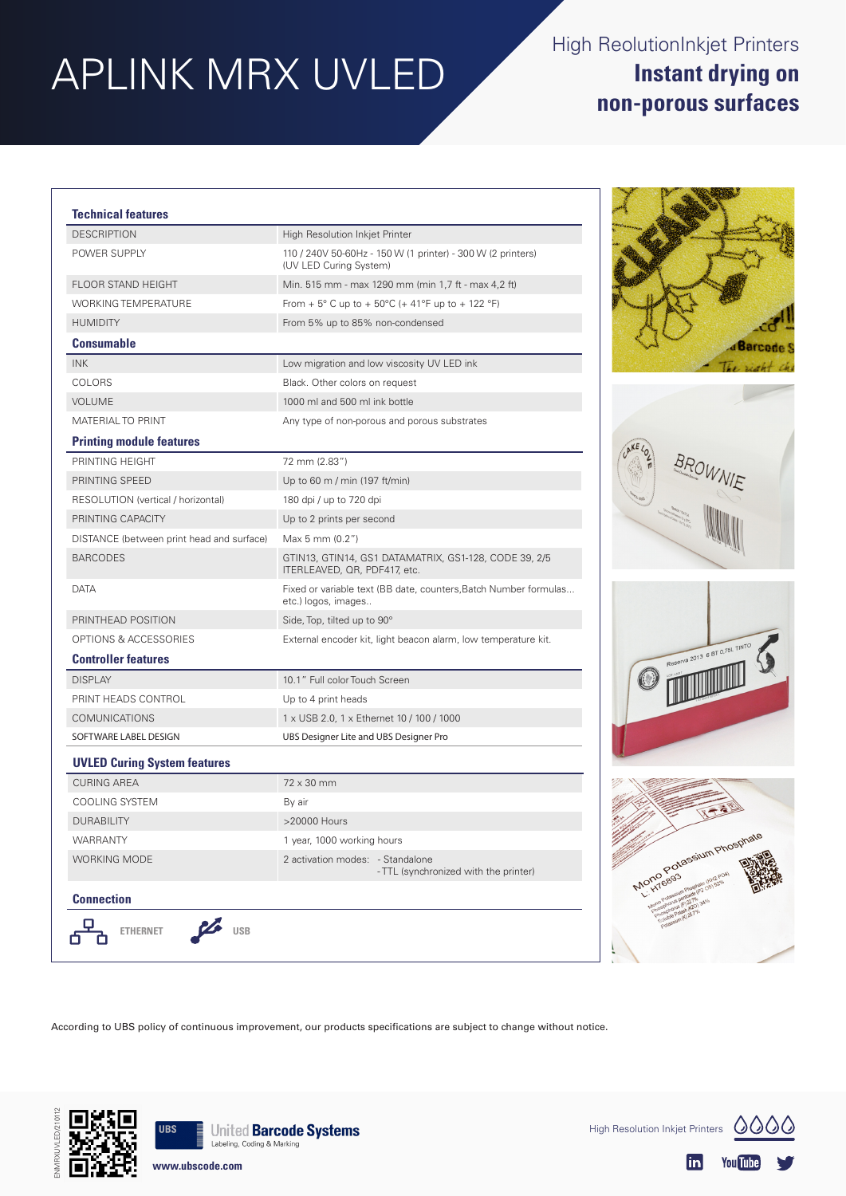# APLINK MRX UVLED

High ReolutionInkjet Printers
**Instant drying on non-porous surfaces**

## Technical features

| | |
|---|---|
| DESCRIPTION | High Resolution Inkjet Printer |
| POWER SUPPLY | 110 / 240V 50-60Hz - 150 W (1 printer) - 300 W (2 printers) (UV LED Curing System) |
| FLOOR STAND HEIGHT | Min. 515 mm - max 1290 mm (min 1,7 ft - max 4,2 ft) |
| WORKING TEMPERATURE | From + 5° C up to + 50°C (+ 41°F up to + 122 °F) |
| HUMIDITY | From 5% up to 85% non-condensed |

## Consumable

| | |
|---|---|
| INK | Low migration and low viscosity UV LED ink |
| COLORS | Black. Other colors on request |
| VOLUME | 1000 ml and 500 ml ink bottle |
| MATERIAL TO PRINT | Any type of non-porous and porous substrates |

## Printing module features

| | |
|---|---|
| PRINTING HEIGHT | 72 mm (2.83") |
| PRINTING SPEED | Up to 60 m / min (197 ft/min) |
| RESOLUTION (vertical / horizontal) | 180 dpi / up to 720 dpi |
| PRINTING CAPACITY | Up to 2 prints per second |
| DISTANCE (between print head and surface) | Max 5 mm (0.2") |
| BARCODES | GTIN13, GTIN14, GS1 DATAMATRIX, GS1-128, CODE 39, 2/5 ITERLEAVED, QR, PDF417, etc. |
| DATA | Fixed or variable text (BB date, counters,Batch Number formulas... etc.) logos, images.. |
| PRINTHEAD POSITION | Side, Top, tilted up to 90° |
| OPTIONS & ACCESSORIES | External encoder kit, light beacon alarm, low temperature kit. |

## Controller features

| | |
|---|---|
| DISPLAY | 10.1" Full color Touch Screen |
| PRINT HEADS CONTROL | Up to 4 print heads |
| COMUNICATIONS | 1 x USB 2.0, 1 x Ethernet 10 / 100 / 1000 |
| SOFTWARE LABEL DESIGN | UBS Designer Lite and UBS Designer Pro |

## UVLED Curing System features

| | |
|---|---|
| CURING AREA | 72 x 30 mm |
| COOLING SYSTEM | By air |
| DURABILITY | >20000 Hours |
| WARRANTY | 1 year, 1000 working hours |
| WORKING MODE | 2 activation modes: - Standalone - TTL (synchronized with the printer) |

## Connection

ETHERNET USB

According to UBS policy of continuous improvement, our products specifications are subject to change without notice.

ENMRXUVLED/210112

UBS United Barcode Systems
Labeling, Coding & Marking

www.ubscode.com

High Resolution Inkjet Printers